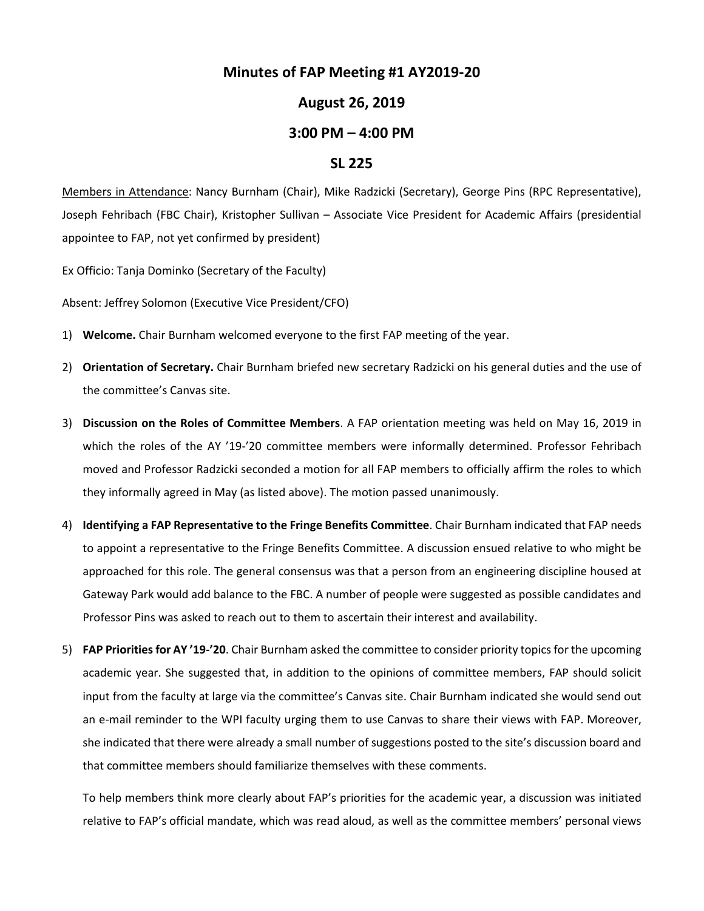# Minutes of FAP Meeting #1 AY2019-20

## August 26, 2019

## 3:00 PM – 4:00 PM

## SL 225

Members in Attendance: Nancy Burnham (Chair), Mike Radzicki (Secretary), George Pins (RPC Representative), Joseph Fehribach (FBC Chair), Kristopher Sullivan – Associate Vice President for Academic Affairs (presidential appointee to FAP, not yet confirmed by president)

Ex Officio: Tanja Dominko (Secretary of the Faculty)

Absent: Jeffrey Solomon (Executive Vice President/CFO)

1) **Welcome.** Chair Burnham welcomed everyone to the first FAP meeting of the year.

2) **Orientation of Secretary.** Chair Burnham briefed new secretary Radzicki on his general duties and the use of the committee's Canvas site.

3) **Discussion on the Roles of Committee Members**. A FAP orientation meeting was held on May 16, 2019 in which the roles of the AY '19-'20 committee members were informally determined. Professor Fehribach moved and Professor Radzicki seconded a motion for all FAP members to officially affirm the roles to which they informally agreed in May (as listed above). The motion passed unanimously.

4) **Identifying a FAP Representative to the Fringe Benefits Committee**. Chair Burnham indicated that FAP needs to appoint a representative to the Fringe Benefits Committee. A discussion ensued relative to who might be approached for this role. The general consensus was that a person from an engineering discipline housed at Gateway Park would add balance to the FBC. A number of people were suggested as possible candidates and Professor Pins was asked to reach out to them to ascertain their interest and availability.

5) **FAP Priorities for AY '19-'20**. Chair Burnham asked the committee to consider priority topics for the upcoming academic year. She suggested that, in addition to the opinions of committee members, FAP should solicit input from the faculty at large via the committee's Canvas site. Chair Burnham indicated she would send out an e-mail reminder to the WPI faculty urging them to use Canvas to share their views with FAP. Moreover, she indicated that there were already a small number of suggestions posted to the site's discussion board and that committee members should familiarize themselves with these comments.

   To help members think more clearly about FAP's priorities for the academic year, a discussion was initiated relative to FAP's official mandate, which was read aloud, as well as the committee members' personal views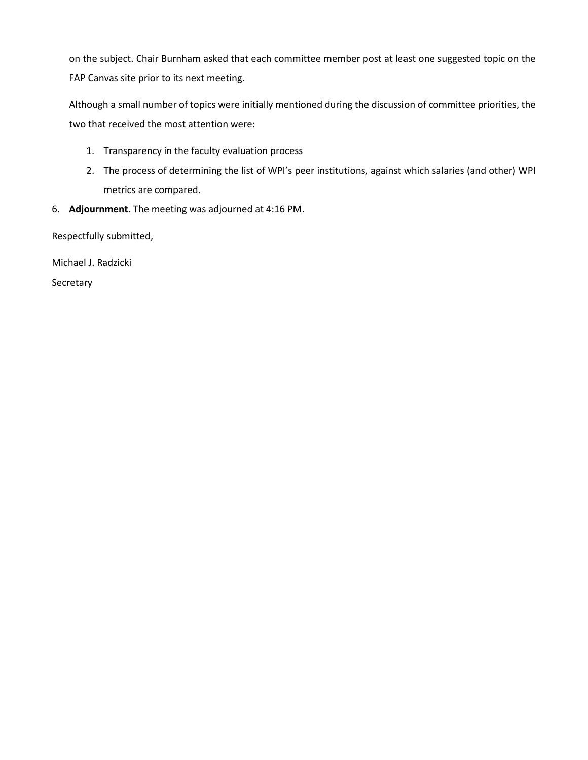on the subject. Chair Burnham asked that each committee member post at least one suggested topic on the FAP Canvas site prior to its next meeting.

Although a small number of topics were initially mentioned during the discussion of committee priorities, the two that received the most attention were:

1. Transparency in the faculty evaluation process
2. The process of determining the list of WPI's peer institutions, against which salaries (and other) WPI metrics are compared.

6. **Adjournment.** The meeting was adjourned at 4:16 PM.

Respectfully submitted,

Michael J. Radzicki

Secretary